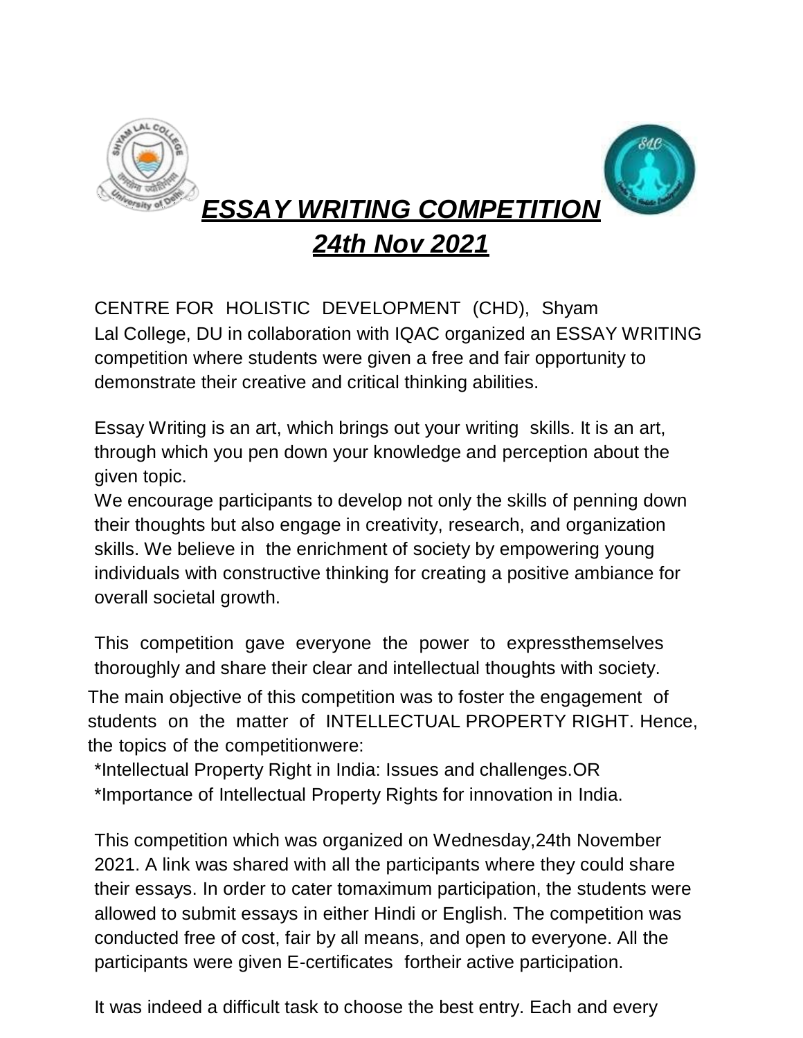# ***ESSAY WRITING COMPETITION***
# ***24th Nov 2021***

CENTRE FOR HOLISTIC DEVELOPMENT (CHD), Shyam Lal College, DU in collaboration with IQAC organized an ESSAY WRITING competition where students were given a free and fair opportunity to demonstrate their creative and critical thinking abilities.

Essay Writing is an art, which brings out your writing skills. It is an art, through which you pen down your knowledge and perception about the given topic.
We encourage participants to develop not only the skills of penning down their thoughts but also engage in creativity, research, and organization skills. We believe in the enrichment of society by empowering young individuals with constructive thinking for creating a positive ambiance for overall societal growth.

This competition gave everyone the power to expressthemselves thoroughly and share their clear and intellectual thoughts with society.
The main objective of this competition was to foster the engagement of students on the matter of INTELLECTUAL PROPERTY RIGHT. Hence, the topics of the competitionwere:
*Intellectual Property Right in India: Issues and challenges.OR
*Importance of Intellectual Property Rights for innovation in India.

This competition which was organized on Wednesday,24th November 2021. A link was shared with all the participants where they could share their essays. In order to cater tomaximum participation, the students were allowed to submit essays in either Hindi or English. The competition was conducted free of cost, fair by all means, and open to everyone. All the participants were given E-certificates fortheir active participation.

It was indeed a difficult task to choose the best entry. Each and every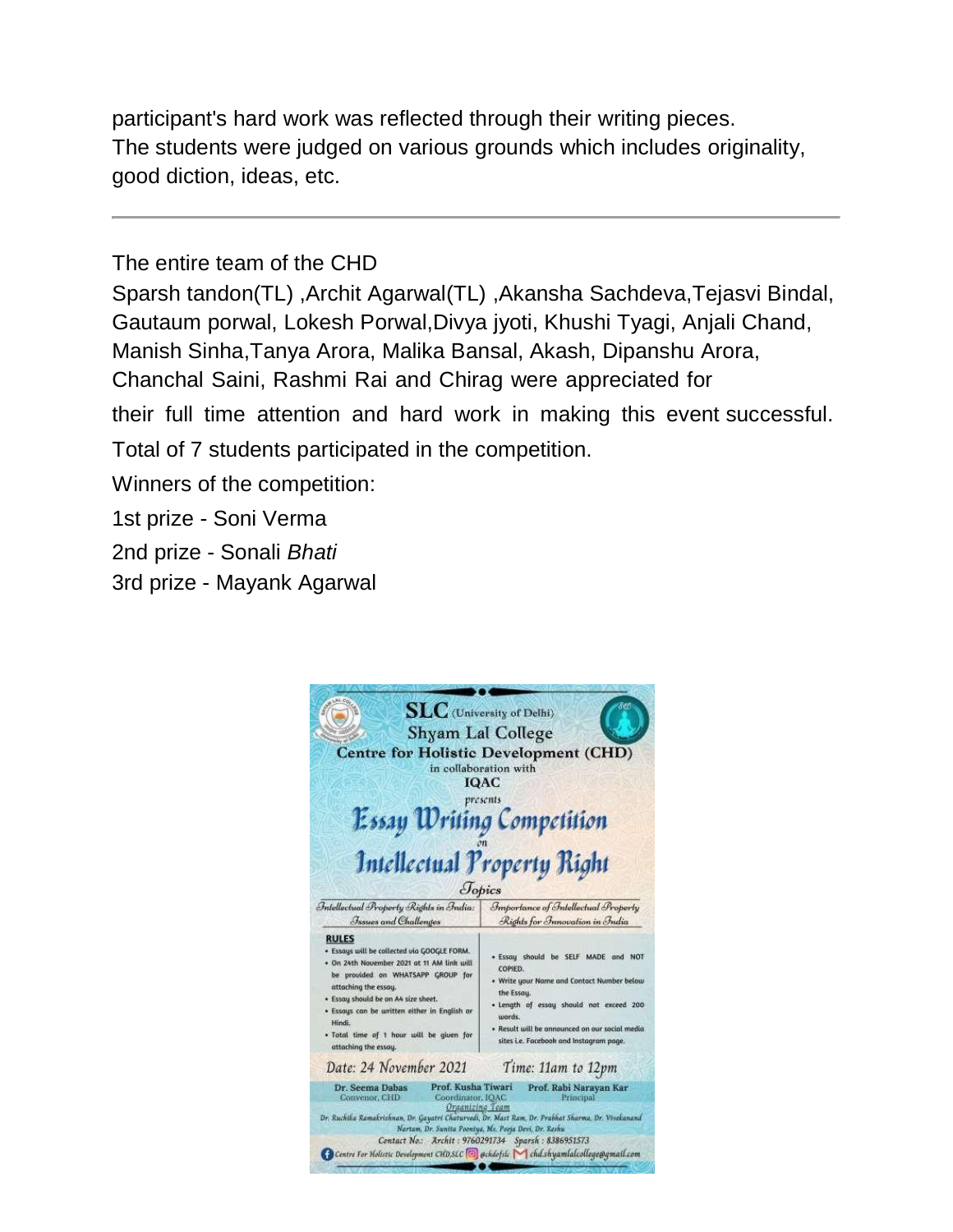participant's hard work was reflected through their writing pieces.
The students were judged on various grounds which includes originality, good diction, ideas, etc.

---

The entire team of the CHD
Sparsh tandon(TL) ,Archit Agarwal(TL) ,Akansha Sachdeva,Tejasvi Bindal, Gautaum porwal, Lokesh Porwal,Divya jyoti, Khushi Tyagi, Anjali Chand, Manish Sinha,Tanya Arora, Malika Bansal, Akash, Dipanshu Arora, Chanchal Saini, Rashmi Rai and Chirag were appreciated for their full time attention and hard work in making this event successful.

Total of 7 students participated in the competition.

Winners of the competition:

1st prize - Soni Verma

2nd prize - Sonali *Bhati*

3rd prize - Mayank Agarwal

**SLC** (University of Delhi)
Shyam Lal College
**Centre for Holistic Development (CHD)**
in collaboration with
**IQAC**
presents
*Essay Writing Competition*
on
*Intellectual Property Right*

*Topics*

| | |
|---|---|
| *Intellectual Property Rights in India: Issues and Challenges* | *Importance of Intellectual Property Rights for Innovation in India* |

**RULES**
- Essays will be collected via GOOGLE FORM.
- On 24th November 2021 at 11 AM link will be provided on WHATSAPP GROUP for attaching the essay.
- Essay should be on A4 size sheet.
- Essays can be written either in English or Hindi.
- Total time of 1 hour will be given for attaching the essay.
- Essay should be SELF MADE and NOT COPIED.
- Write your Name and Contact Number below the Essay.
- Length of essay should not exceed 200 words.
- Result will be announced on our social media sites i.e. Facebook and Instagram page.

Date: 24 November 2021 Time: 11am to 12pm

Dr. Seema Dabas, Convenor, CHD
Prof. Kusha Tiwari, Coordinator, IQAC
Prof. Rabi Narayan Kar, Principal

Organizing Team
Dr. Ruchika Ramakrishnan, Dr. Gayatri Chaturvedi, Dr. Mast Ram, Dr. Prabhat Sharma, Dr. Vivekanand Nartam, Dr. Sunita Pooniya, Ms. Pooja Devi, Dr. Reshu

Contact No.: Archit : 9760291734 Sparsh : 8386951573

Centre For Holistic Development CHD,SLC @chdofslc chd.shyamlalcollege@gmail.com